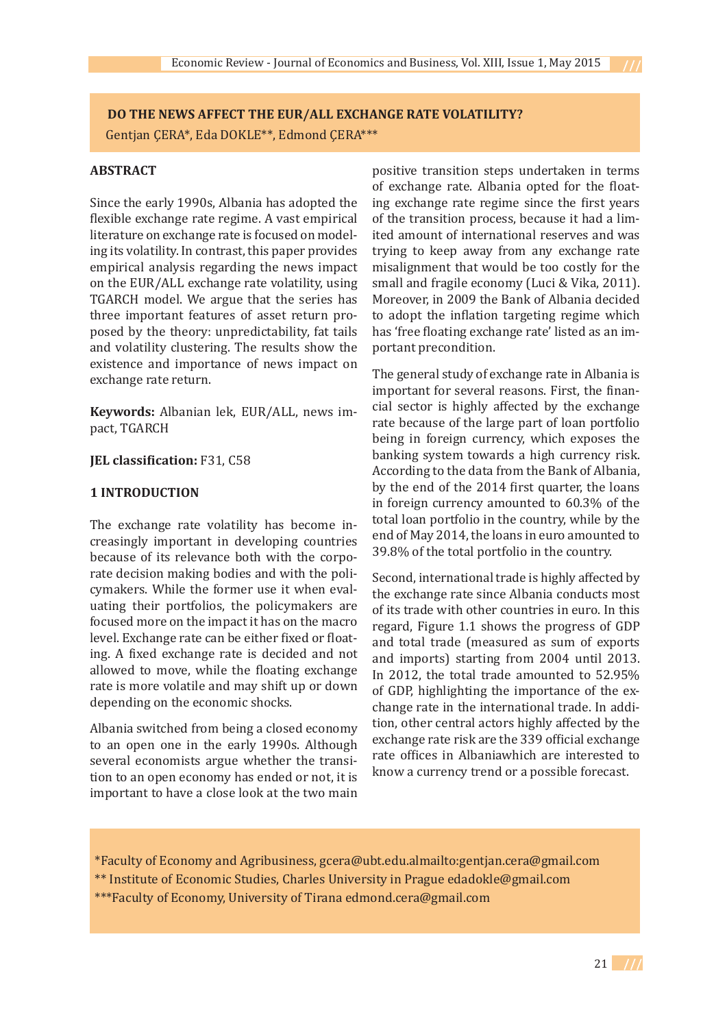# DO THE NEWS AFFECT THE EUR/ALL EXCHANGE RATE VOLATILITY?

Gentjan ÇERA*, Eda DOKLE**, Edmond ÇERA***

## ABSTRACT

Since the early 1990s, Albania has adopted the flexible exchange rate regime. A vast empirical literature on exchange rate is focused on modeling its volatility. In contrast, this paper provides empirical analysis regarding the news impact on the EUR/ALL exchange rate volatility, using TGARCH model. We argue that the series has three important features of asset return proposed by the theory: unpredictability, fat tails and volatility clustering. The results show the existence and importance of news impact on exchange rate return.

**Keywords:** Albanian lek, EUR/ALL, news impact, TGARCH

**JEL classification:** F31, C58

## 1 INTRODUCTION

The exchange rate volatility has become increasingly important in developing countries because of its relevance both with the corporate decision making bodies and with the policymakers. While the former use it when evaluating their portfolios, the policymakers are focused more on the impact it has on the macro level. Exchange rate can be either fixed or floating. A fixed exchange rate is decided and not allowed to move, while the floating exchange rate is more volatile and may shift up or down depending on the economic shocks.

Albania switched from being a closed economy to an open one in the early 1990s. Although several economists argue whether the transition to an open economy has ended or not, it is important to have a close look at the two main positive transition steps undertaken in terms of exchange rate. Albania opted for the floating exchange rate regime since the first years of the transition process, because it had a limited amount of international reserves and was trying to keep away from any exchange rate misalignment that would be too costly for the small and fragile economy (Luci & Vika, 2011). Moreover, in 2009 the Bank of Albania decided to adopt the inflation targeting regime which has 'free floating exchange rate' listed as an important precondition.

The general study of exchange rate in Albania is important for several reasons. First, the financial sector is highly affected by the exchange rate because of the large part of loan portfolio being in foreign currency, which exposes the banking system towards a high currency risk. According to the data from the Bank of Albania, by the end of the 2014 first quarter, the loans in foreign currency amounted to 60.3% of the total loan portfolio in the country, while by the end of May 2014, the loans in euro amounted to 39.8% of the total portfolio in the country.

Second, international trade is highly affected by the exchange rate since Albania conducts most of its trade with other countries in euro. In this regard, Figure 1.1 shows the progress of GDP and total trade (measured as sum of exports and imports) starting from 2004 until 2013. In 2012, the total trade amounted to 52.95% of GDP, highlighting the importance of the exchange rate in the international trade. In addition, other central actors highly affected by the exchange rate risk are the 339 official exchange rate offices in Albaniawhich are interested to know a currency trend or a possible forecast.

*Faculty of Economy and Agribusiness, gcera@ubt.edu.almailto:gentjan.cera@gmail.com
** Institute of Economic Studies, Charles University in Prague edadokle@gmail.com
***Faculty of Economy, University of Tirana edmond.cera@gmail.com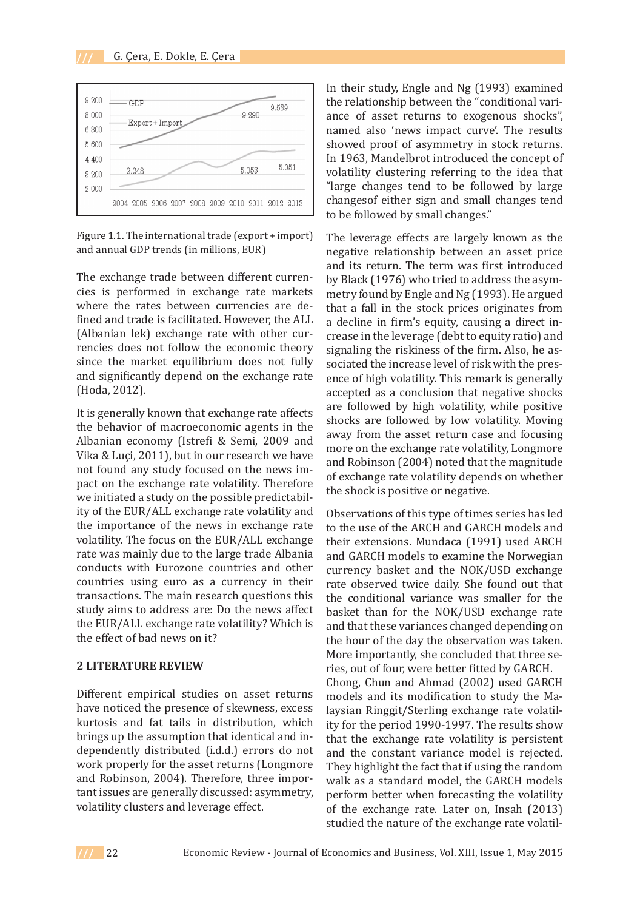Figure 1.1. The international trade (export + import) and annual GDP trends (in millions, EUR)

The exchange trade between different currencies is performed in exchange rate markets where the rates between currencies are defined and trade is facilitated. However, the ALL (Albanian lek) exchange rate with other currencies does not follow the economic theory since the market equilibrium does not fully and significantly depend on the exchange rate (Hoda, 2012).

It is generally known that exchange rate affects the behavior of macroeconomic agents in the Albanian economy (Istrefi & Semi, 2009 and Vika & Luçi, 2011), but in our research we have not found any study focused on the news impact on the exchange rate volatility. Therefore we initiated a study on the possible predictability of the EUR/ALL exchange rate volatility and the importance of the news in exchange rate volatility. The focus on the EUR/ALL exchange rate was mainly due to the large trade Albania conducts with Eurozone countries and other countries using euro as a currency in their transactions. The main research questions this study aims to address are: Do the news affect the EUR/ALL exchange rate volatility? Which is the effect of bad news on it?

## 2 LITERATURE REVIEW

Different empirical studies on asset returns have noticed the presence of skewness, excess kurtosis and fat tails in distribution, which brings up the assumption that identical and independently distributed (i.d.d.) errors do not work properly for the asset returns (Longmore and Robinson, 2004). Therefore, three important issues are generally discussed: asymmetry, volatility clusters and leverage effect.

In their study, Engle and Ng (1993) examined the relationship between the "conditional variance of asset returns to exogenous shocks", named also 'news impact curve'. The results showed proof of asymmetry in stock returns. In 1963, Mandelbrot introduced the concept of volatility clustering referring to the idea that "large changes tend to be followed by large changesof either sign and small changes tend to be followed by small changes."

The leverage effects are largely known as the negative relationship between an asset price and its return. The term was first introduced by Black (1976) who tried to address the asymmetry found by Engle and Ng (1993). He argued that a fall in the stock prices originates from a decline in firm's equity, causing a direct increase in the leverage (debt to equity ratio) and signaling the riskiness of the firm. Also, he associated the increase level of risk with the presence of high volatility. This remark is generally accepted as a conclusion that negative shocks are followed by high volatility, while positive shocks are followed by low volatility. Moving away from the asset return case and focusing more on the exchange rate volatility, Longmore and Robinson (2004) noted that the magnitude of exchange rate volatility depends on whether the shock is positive or negative.

Observations of this type of times series has led to the use of the ARCH and GARCH models and their extensions. Mundaca (1991) used ARCH and GARCH models to examine the Norwegian currency basket and the NOK/USD exchange rate observed twice daily. She found out that the conditional variance was smaller for the basket than for the NOK/USD exchange rate and that these variances changed depending on the hour of the day the observation was taken. More importantly, she concluded that three series, out of four, were better fitted by GARCH. Chong, Chun and Ahmad (2002) used GARCH models and its modification to study the Malaysian Ringgit/Sterling exchange rate volatility for the period 1990-1997. The results show that the exchange rate volatility is persistent and the constant variance model is rejected. They highlight the fact that if using the random walk as a standard model, the GARCH models perform better when forecasting the volatility of the exchange rate. Later on, Insah (2013) studied the nature of the exchange rate volatil-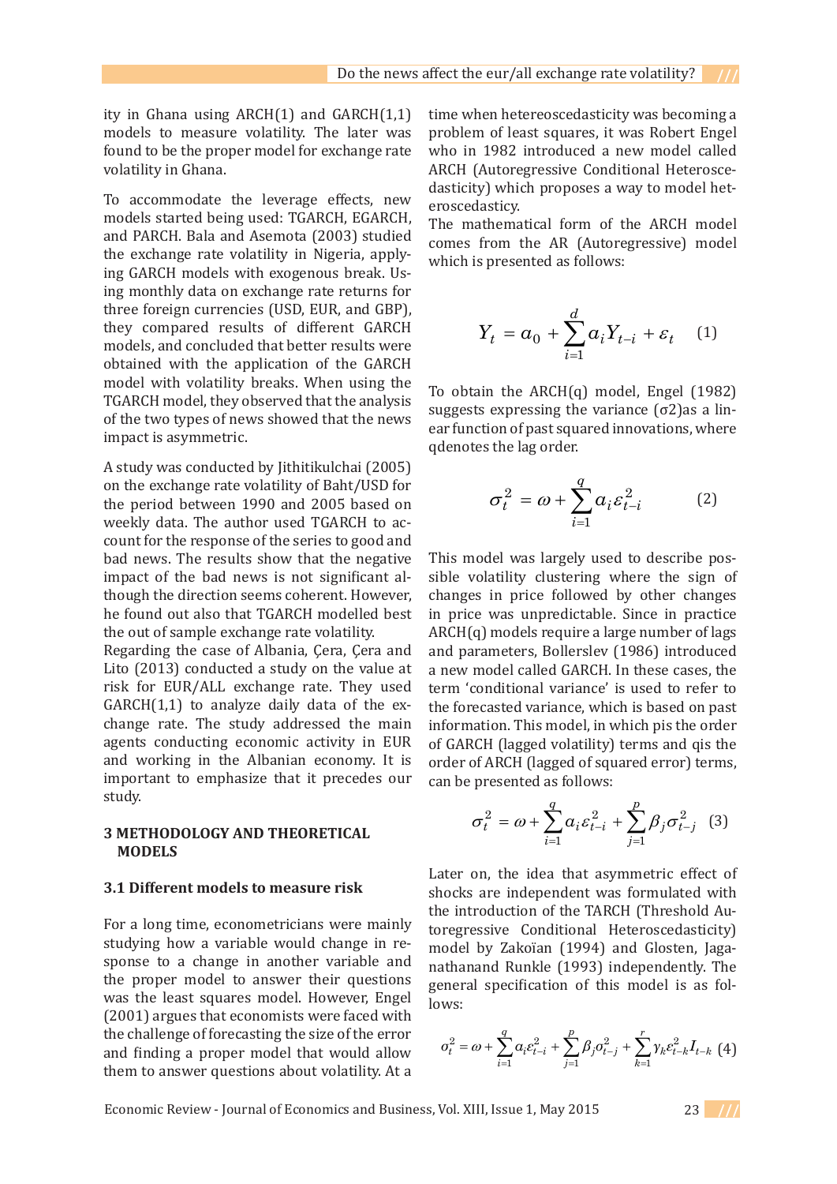ity in Ghana using ARCH(1) and GARCH(1,1) models to measure volatility. The later was found to be the proper model for exchange rate volatility in Ghana.

To accommodate the leverage effects, new models started being used: TGARCH, EGARCH, and PARCH. Bala and Asemota (2003) studied the exchange rate volatility in Nigeria, applying GARCH models with exogenous break. Using monthly data on exchange rate returns for three foreign currencies (USD, EUR, and GBP), they compared results of different GARCH models, and concluded that better results were obtained with the application of the GARCH model with volatility breaks. When using the TGARCH model, they observed that the analysis of the two types of news showed that the news impact is asymmetric.

A study was conducted by Jithitikulchai (2005) on the exchange rate volatility of Baht/USD for the period between 1990 and 2005 based on weekly data. The author used TGARCH to account for the response of the series to good and bad news. The results show that the negative impact of the bad news is not significant although the direction seems coherent. However, he found out also that TGARCH modelled best the out of sample exchange rate volatility.

Regarding the case of Albania, Çera, Çera and Lito (2013) conducted a study on the value at risk for EUR/ALL exchange rate. They used GARCH(1,1) to analyze daily data of the exchange rate. The study addressed the main agents conducting economic activity in EUR and working in the Albanian economy. It is important to emphasize that it precedes our study.

## 3 METHODOLOGY AND THEORETICAL MODELS

### 3.1 Different models to measure risk

For a long time, econometricians were mainly studying how a variable would change in response to a change in another variable and the proper model to answer their questions was the least squares model. However, Engel (2001) argues that economists were faced with the challenge of forecasting the size of the error and finding a proper model that would allow them to answer questions about volatility. At a time when hetereoscedasticity was becoming a problem of least squares, it was Robert Engel who in 1982 introduced a new model called ARCH (Autoregressive Conditional Heteroscedasticity) which proposes a way to model heteroscedastic.

The mathematical form of the ARCH model comes from the AR (Autoregressive) model which is presented as follows:

$$Y_t = a_0 + \sum_{i=1}^{d} a_i Y_{t-i} + \varepsilon_t \quad (1)$$

To obtain the ARCH(q) model, Engel (1982) suggests expressing the variance (σ2)as a linear function of past squared innovations, where qdenotes the lag order.

$$\sigma_t^2 = \omega + \sum_{i=1}^{q} a_i \varepsilon_{t-i}^2 \quad (2)$$

This model was largely used to describe possible volatility clustering where the sign of changes in price followed by other changes in price was unpredictable. Since in practice ARCH(q) models require a large number of lags and parameters, Bollerslev (1986) introduced a new model called GARCH. In these cases, the term 'conditional variance' is used to refer to the forecasted variance, which is based on past information. This model, in which pis the order of GARCH (lagged volatility) terms and qis the order of ARCH (lagged of squared error) terms, can be presented as follows:

$$\sigma_t^2 = \omega + \sum_{i=1}^{q} a_i \varepsilon_{t-i}^2 + \sum_{j=1}^{p} \beta_j \sigma_{t-j}^2 \quad (3)$$

Later on, the idea that asymmetric effect of shocks are independent was formulated with the introduction of the TARCH (Threshold Autoregressive Conditional Heteroscedasticity) model by Zakoïan (1994) and Glosten, Jaganathanand Runkle (1993) independently. The general specification of this model is as follows:

$$\sigma_t^2 = \omega + \sum_{i=1}^{q} a_i \varepsilon_{t-i}^2 + \sum_{j=1}^{p} \beta_j \sigma_{t-j}^2 + \sum_{k=1}^{r} \gamma_k \varepsilon_{t-k}^2 I_{t-k} \quad (4)$$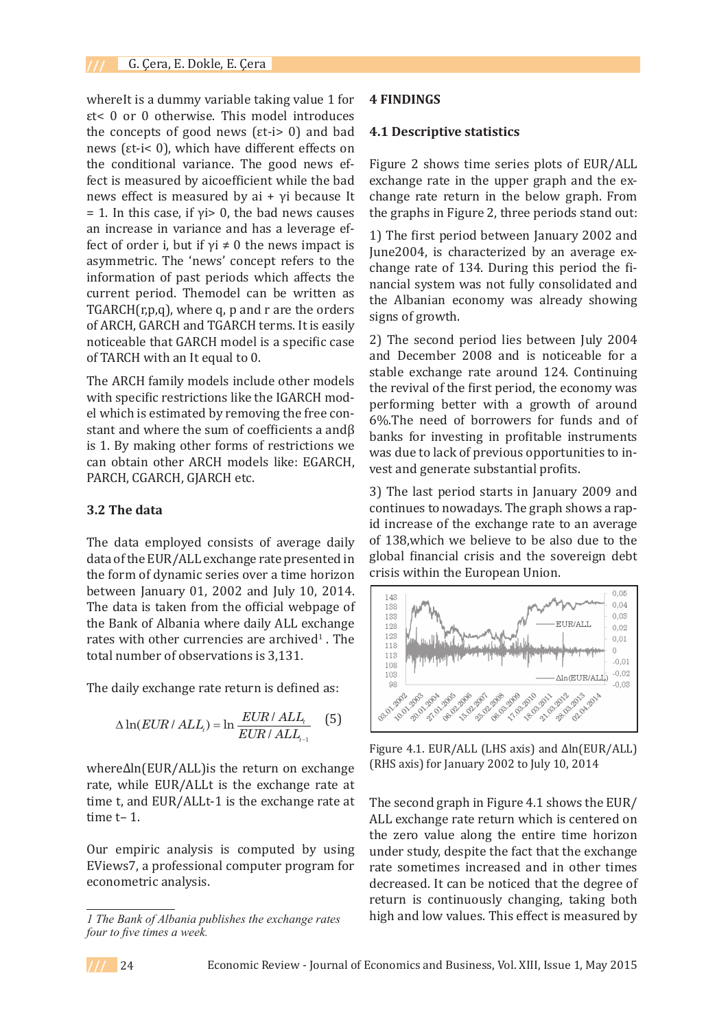whereIt is a dummy variable taking value 1 for $\varepsilon t < 0$ or 0 otherwise. This model introduces the concepts of good news ($\varepsilon t$-i> 0) and bad news ($\varepsilon t$-i< 0), which have different effects on the conditional variance. The good news effect is measured by aicoefficient while the bad news effect is measured by ai + $\gamma$i because It = 1. In this case, if $\gamma$i> 0, the bad news causes an increase in variance and has a leverage effect of order i, but if $\gamma i \neq 0$ the news impact is asymmetric. The 'news' concept refers to the information of past periods which affects the current period. Themodel can be written as TGARCH(r,p,q), where q, p and r are the orders of ARCH, GARCH and TGARCH terms. It is easily noticeable that GARCH model is a specific case of TARCH with an It equal to 0.

The ARCH family models include other models with specific restrictions like the IGARCH model which is estimated by removing the free constant and where the sum of coefficients a and$\beta$ is 1. By making other forms of restrictions we can obtain other ARCH models like: EGARCH, PARCH, CGARCH, GJARCH etc.

### 3.2 The data

The data employed consists of average daily data of the EUR/ALL exchange rate presented in the form of dynamic series over a time horizon between January 01, 2002 and July 10, 2014. The data is taken from the official webpage of the Bank of Albania where daily ALL exchange rates with other currencies are archived[1] . The total number of observations is 3,131.

The daily exchange rate return is defined as:

$$\Delta \ln(EUR/ALL_t) = \ln \frac{EUR/ALL_t}{EUR/ALL_{t-1}} \quad (5)$$

where$\Delta$ln(EUR/ALL)is the return on exchange rate, while EUR/ALLt is the exchange rate at time t, and EUR/ALLt-1 is the exchange rate at time t– 1.

Our empiric analysis is computed by using EViews7, a professional computer program for econometric analysis.

*1 The Bank of Albania publishes the exchange rates four to five times a week.*

## 4 FINDINGS

### 4.1 Descriptive statistics

Figure 2 shows time series plots of EUR/ALL exchange rate in the upper graph and the exchange rate return in the below graph. From the graphs in Figure 2, three periods stand out:

1) The first period between January 2002 and June2004, is characterized by an average exchange rate of 134. During this period the financial system was not fully consolidated and the Albanian economy was already showing signs of growth.

2) The second period lies between July 2004 and December 2008 and is noticeable for a stable exchange rate around 124. Continuing the revival of the first period, the economy was performing better with a growth of around 6%.The need of borrowers for funds and of banks for investing in profitable instruments was due to lack of previous opportunities to invest and generate substantial profits.

3) The last period starts in January 2009 and continues to nowadays. The graph shows a rapid increase of the exchange rate to an average of 138,which we believe to be also due to the global financial crisis and the sovereign debt crisis within the European Union.

Figure 4.1. EUR/ALL (LHS axis) and $\Delta$ln(EUR/ALL) (RHS axis) for January 2002 to July 10, 2014

The second graph in Figure 4.1 shows the EUR/ALL exchange rate return which is centered on the zero value along the entire time horizon under study, despite the fact that the exchange rate sometimes increased and in other times decreased. It can be noticed that the degree of return is continuously changing, taking both high and low values. This effect is measured by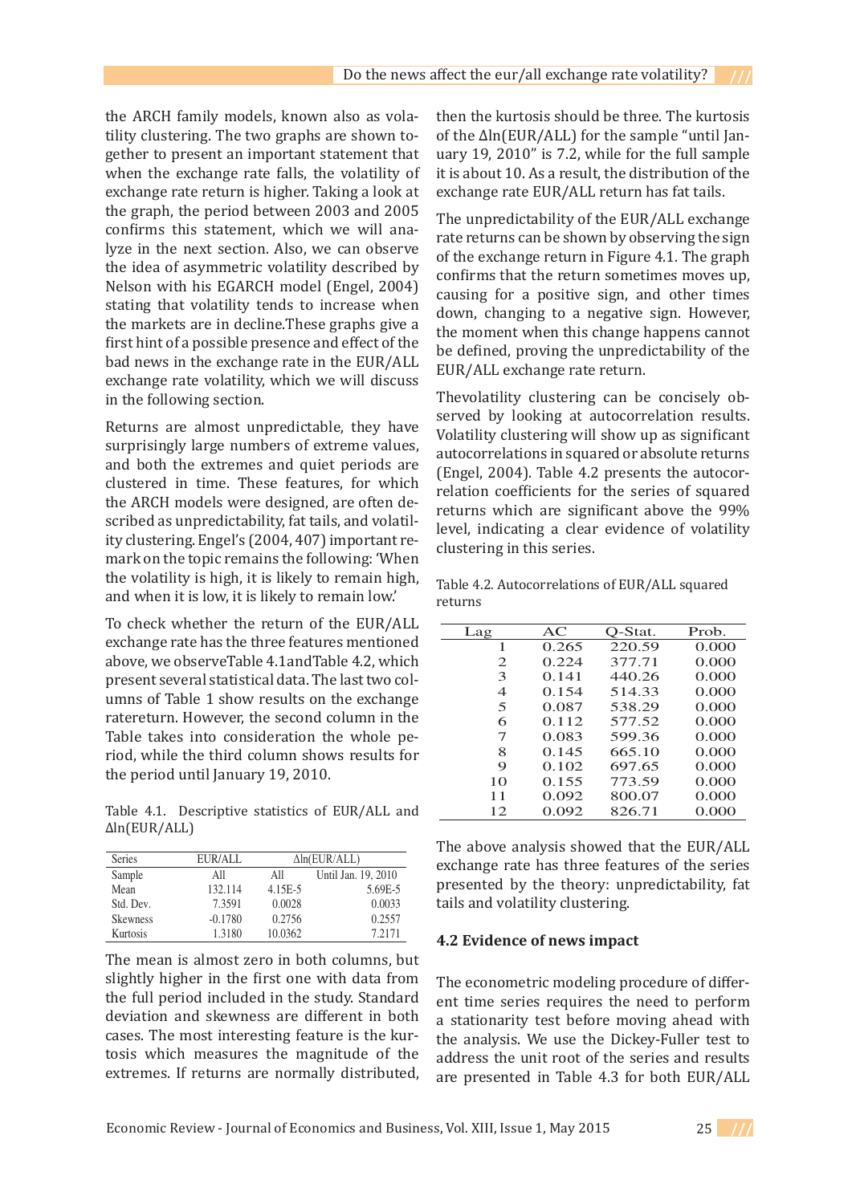the ARCH family models, known also as volatility clustering. The two graphs are shown together to present an important statement that when the exchange rate falls, the volatility of exchange rate return is higher. Taking a look at the graph, the period between 2003 and 2005 confirms this statement, which we will analyze in the next section. Also, we can observe the idea of asymmetric volatility described by Nelson with his EGARCH model (Engel, 2004) stating that volatility tends to increase when the markets are in decline.These graphs give a first hint of a possible presence and effect of the bad news in the exchange rate in the EUR/ALL exchange rate volatility, which we will discuss in the following section.

Returns are almost unpredictable, they have surprisingly large numbers of extreme values, and both the extremes and quiet periods are clustered in time. These features, for which the ARCH models were designed, are often described as unpredictability, fat tails, and volatility clustering. Engel's (2004, 407) important remark on the topic remains the following: 'When the volatility is high, it is likely to remain high, and when it is low, it is likely to remain low.'

To check whether the return of the EUR/ALL exchange rate has the three features mentioned above, we observeTable 4.1andTable 4.2, which present several statistical data. The last two columns of Table 1 show results on the exchange ratereturn. However, the second column in the Table takes into consideration the whole period, while the third column shows results for the period until January 19, 2010.

Table 4.1. Descriptive statistics of EUR/ALL and Δln(EUR/ALL)

| Series | EUR/ALL | Δln(EUR/ALL) | |
|---|---|---|---|
| Sample | All | All | Until Jan. 19, 2010 |
| Mean | 132.114 | 4.15E-5 | 5.69E-5 |
| Std. Dev. | 7.3591 | 0.0028 | 0.0033 |
| Skewness | -0.1780 | 0.2756 | 0.2557 |
| Kurtosis | 1.3180 | 10.0362 | 7.2171 |

The mean is almost zero in both columns, but slightly higher in the first one with data from the full period included in the study. Standard deviation and skewness are different in both cases. The most interesting feature is the kurtosis which measures the magnitude of the extremes. If returns are normally distributed, then the kurtosis should be three. The kurtosis of the Δln(EUR/ALL) for the sample "until January 19, 2010" is 7.2, while for the full sample it is about 10. As a result, the distribution of the exchange rate EUR/ALL return has fat tails.

The unpredictability of the EUR/ALL exchange rate returns can be shown by observing the sign of the exchange return in Figure 4.1. The graph confirms that the return sometimes moves up, causing for a positive sign, and other times down, changing to a negative sign. However, the moment when this change happens cannot be defined, proving the unpredictability of the EUR/ALL exchange rate return.

Thevolatility clustering can be concisely observed by looking at autocorrelation results. Volatility clustering will show up as significant autocorrelations in squared or absolute returns (Engel, 2004). Table 4.2 presents the autocorrelation coefficients for the series of squared returns which are significant above the 99% level, indicating a clear evidence of volatility clustering in this series.

Table 4.2. Autocorrelations of EUR/ALL squared returns

| Lag | AC | Q-Stat. | Prob. |
|---|---|---|---|
| 1 | 0.265 | 220.59 | 0.000 |
| 2 | 0.224 | 377.71 | 0.000 |
| 3 | 0.141 | 440.26 | 0.000 |
| 4 | 0.154 | 514.33 | 0.000 |
| 5 | 0.087 | 538.29 | 0.000 |
| 6 | 0.112 | 577.52 | 0.000 |
| 7 | 0.083 | 599.36 | 0.000 |
| 8 | 0.145 | 665.10 | 0.000 |
| 9 | 0.102 | 697.65 | 0.000 |
| 10 | 0.155 | 773.59 | 0.000 |
| 11 | 0.092 | 800.07 | 0.000 |
| 12 | 0.092 | 826.71 | 0.000 |

The above analysis showed that the EUR/ALL exchange rate has three features of the series presented by the theory: unpredictability, fat tails and volatility clustering.

### 4.2 Evidence of news impact

The econometric modeling procedure of different time series requires the need to perform a stationarity test before moving ahead with the analysis. We use the Dickey-Fuller test to address the unit root of the series and results are presented in Table 4.3 for both EUR/ALL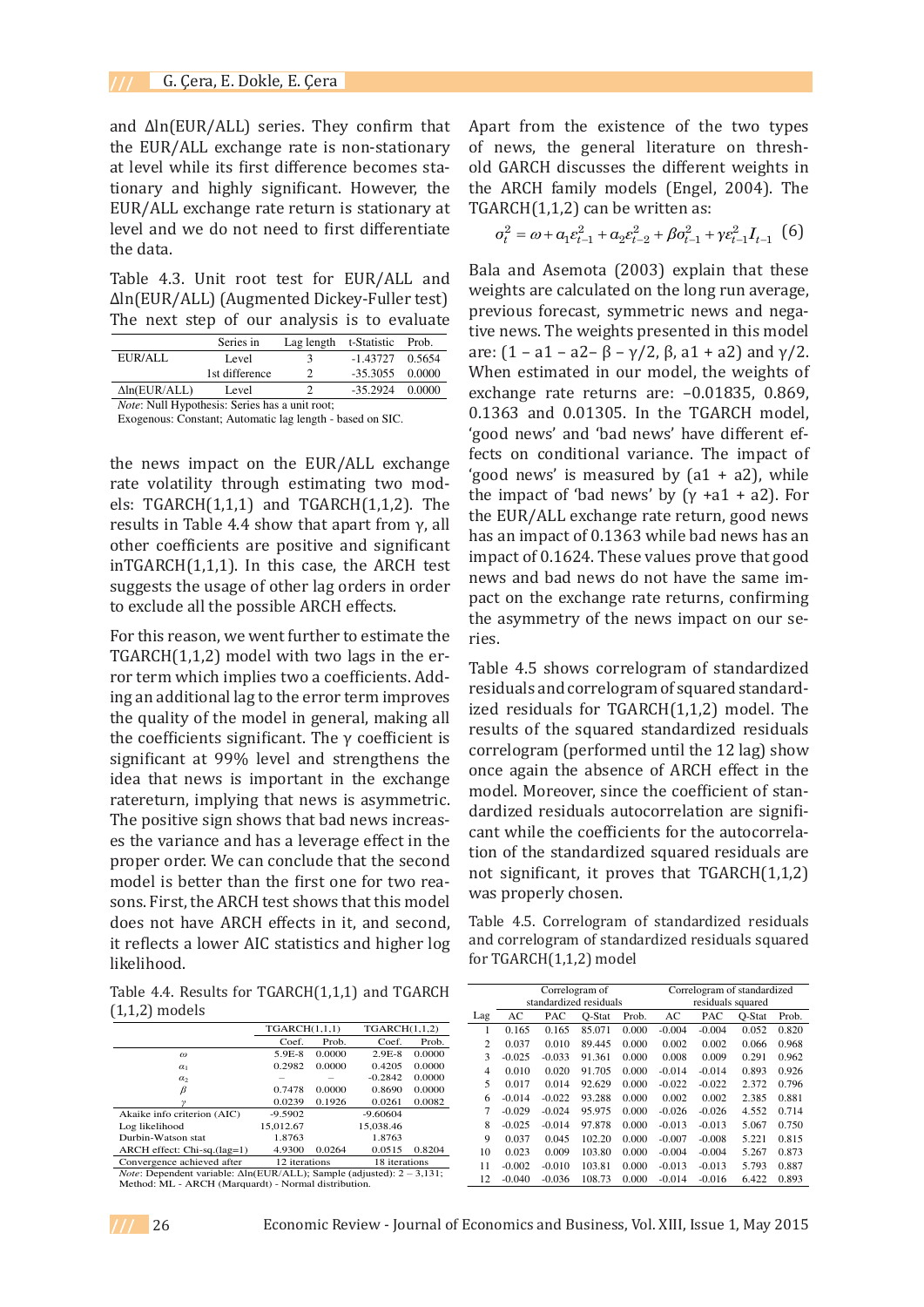and Δln(EUR/ALL) series. They confirm that the EUR/ALL exchange rate is non-stationary at level while its first difference becomes stationary and highly significant. However, the EUR/ALL exchange rate return is stationary at level and we do not need to first differentiate the data.

Table 4.3. Unit root test for EUR/ALL and Δln(EUR/ALL) (Augmented Dickey-Fuller test)

| | Series in | Lag length | t-Statistic | Prob. |
|---|---|---|---|---|
| EUR/ALL | Level | 3 | -1.43727 | 0.5654 |
| | 1st difference | 2 | -35.3055 | 0.0000 |
| Δln(EUR/ALL) | Level | 2 | -35.2924 | 0.0000 |

*Note*: Null Hypothesis: Series has a unit root;
Exogenous: Constant; Automatic lag length - based on SIC.

The next step of our analysis is to evaluate the news impact on the EUR/ALL exchange rate volatility through estimating two models: TGARCH(1,1,1) and TGARCH(1,1,2). The results in Table 4.4 show that apart from γ, all other coefficients are positive and significant inTGARCH(1,1,1). In this case, the ARCH test suggests the usage of other lag orders in order to exclude all the possible ARCH effects.

For this reason, we went further to estimate the TGARCH(1,1,2) model with two lags in the error term which implies two a coefficients. Adding an additional lag to the error term improves the quality of the model in general, making all the coefficients significant. The γ coefficient is significant at 99% level and strengthens the idea that news is important in the exchange ratereturn, implying that news is asymmetric. The positive sign shows that bad news increases the variance and has a leverage effect in the proper order. We can conclude that the second model is better than the first one for two reasons. First, the ARCH test shows that this model does not have ARCH effects in it, and second, it reflects a lower AIC statistics and higher log likelihood.

Table 4.4. Results for TGARCH(1,1,1) and TGARCH (1,1,2) models

| | TGARCH(1,1,1) | | TGARCH(1,1,2) | |
|---|---|---|---|---|
| | Coef. | Prob. | Coef. | Prob. |
| $\omega$ | 5.9E-8 | 0.0000 | 2.9E-8 | 0.0000 |
| $\alpha_1$ | 0.2982 | 0.0000 | 0.4205 | 0.0000 |
| $\alpha_2$ | – | – | -0.2842 | 0.0000 |
| $\beta$ | 0.7478 | 0.0000 | 0.8690 | 0.0000 |
| $\gamma$ | 0.0239 | 0.1926 | 0.0261 | 0.0082 |
| Akaike info criterion (AIC) | -9.5902 | | -9.60604 | |
| Log likelihood | 15,012.67 | | 15,038.46 | |
| Durbin-Watson stat | 1.8763 | | 1.8763 | |
| ARCH effect: Chi-sq.(lag=1) | 4.9300 | 0.0264 | 0.0515 | 0.8204 |
| Convergence achieved after | 12 iterations | | 18 iterations | |

*Note*: Dependent variable: Δln(EUR/ALL); Sample (adjusted): 2 – 3,131; Method: ML - ARCH (Marquardt) - Normal distribution.

Apart from the existence of the two types of news, the general literature on threshold GARCH discusses the different weights in the ARCH family models (Engel, 2004). The TGARCH(1,1,2) can be written as:

$$\sigma_t^2 = \omega + \alpha_1 \varepsilon_{t-1}^2 + \alpha_2 \varepsilon_{t-2}^2 + \beta \sigma_{t-1}^2 + \gamma \varepsilon_{t-1}^2 I_{t-1} \quad (6)$$

Bala and Asemota (2003) explain that these weights are calculated on the long run average, previous forecast, symmetric news and negative news. The weights presented in this model are: (1 – a1 – a2– β – γ/2, β, a1 + a2) and γ/2. When estimated in our model, the weights of exchange rate returns are: –0.01835, 0.869, 0.1363 and 0.01305. In the TGARCH model, 'good news' and 'bad news' have different effects on conditional variance. The impact of 'good news' is measured by (a1 + a2), while the impact of 'bad news' by (γ +a1 + a2). For the EUR/ALL exchange rate return, good news has an impact of 0.1363 while bad news has an impact of 0.1624. These values prove that good news and bad news do not have the same impact on the exchange rate returns, confirming the asymmetry of the news impact on our series.

Table 4.5 shows correlogram of standardized residuals and correlogram of squared standardized residuals for TGARCH(1,1,2) model. The results of the squared standardized residuals correlogram (performed until the 12 lag) show once again the absence of ARCH effect in the model. Moreover, since the coefficient of standardized residuals autocorrelation are significant while the coefficients for the autocorrelation of the standardized squared residuals are not significant, it proves that TGARCH(1,1,2) was properly chosen.

Table 4.5. Correlogram of standardized residuals and correlogram of standardized residuals squared for TGARCH(1,1,2) model

| | Correlogram of standardized residuals | | | | Correlogram of standardized residuals squared | | | |
|---|---|---|---|---|---|---|---|---|
| Lag | AC | PAC | Q-Stat | Prob. | AC | PAC | Q-Stat | Prob. |
| 1 | 0.165 | 0.165 | 85.071 | 0.000 | -0.004 | -0.004 | 0.052 | 0.820 |
| 2 | 0.037 | 0.010 | 89.445 | 0.000 | 0.002 | 0.002 | 0.066 | 0.968 |
| 3 | -0.025 | -0.033 | 91.361 | 0.000 | 0.008 | 0.009 | 0.291 | 0.962 |
| 4 | 0.010 | 0.020 | 91.705 | 0.000 | -0.014 | -0.014 | 0.893 | 0.926 |
| 5 | 0.017 | 0.014 | 92.629 | 0.000 | -0.022 | -0.022 | 2.372 | 0.796 |
| 6 | -0.014 | -0.022 | 93.288 | 0.000 | 0.002 | 0.002 | 2.385 | 0.881 |
| 7 | -0.029 | -0.024 | 95.975 | 0.000 | -0.026 | -0.026 | 4.552 | 0.714 |
| 8 | -0.025 | -0.014 | 97.878 | 0.000 | -0.013 | -0.013 | 5.067 | 0.750 |
| 9 | 0.037 | 0.045 | 102.20 | 0.000 | -0.007 | -0.008 | 5.221 | 0.815 |
| 10 | 0.023 | 0.009 | 103.80 | 0.000 | -0.004 | -0.004 | 5.267 | 0.873 |
| 11 | -0.002 | -0.010 | 103.81 | 0.000 | -0.013 | -0.013 | 5.793 | 0.887 |
| 12 | -0.040 | -0.036 | 108.73 | 0.000 | -0.014 | -0.016 | 6.422 | 0.893 |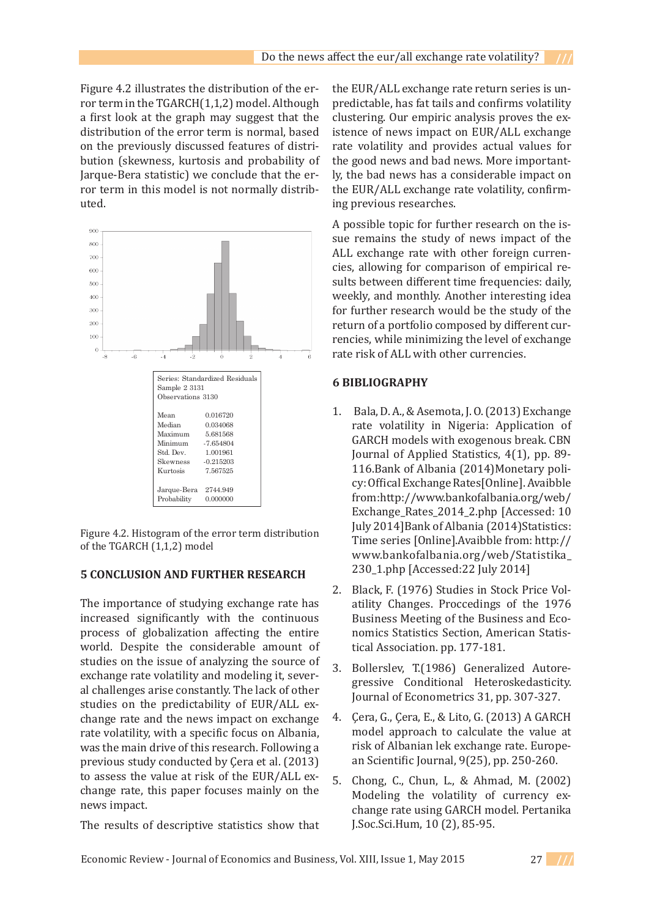Figure 4.2 illustrates the distribution of the error term in the TGARCH(1,1,2) model. Although a first look at the graph may suggest that the distribution of the error term is normal, based on the previously discussed features of distribution (skewness, kurtosis and probability of Jarque-Bera statistic) we conclude that the error term in this model is not normally distributed.

| Series: Standardized Residuals | |
|---|---|
| Sample 2 3131 | |
| Observations 3130 | |
| Mean | 0.016720 |
| Median | 0.034068 |
| Maximum | 5.681568 |
| Minimum | -7.654804 |
| Std. Dev. | 1.001961 |
| Skewness | -0.215203 |
| Kurtosis | 7.567525 |
| Jarque-Bera | 2744.949 |
| Probability | 0.000000 |

Figure 4.2. Histogram of the error term distribution of the TGARCH (1,1,2) model

## 5 CONCLUSION AND FURTHER RESEARCH

The importance of studying exchange rate has increased significantly with the continuous process of globalization affecting the entire world. Despite the considerable amount of studies on the issue of analyzing the source of exchange rate volatility and modeling it, several challenges arise constantly. The lack of other studies on the predictability of EUR/ALL exchange rate and the news impact on exchange rate volatility, with a specific focus on Albania, was the main drive of this research. Following a previous study conducted by Çera et al. (2013) to assess the value at risk of the EUR/ALL exchange rate, this paper focuses mainly on the news impact.

The results of descriptive statistics show that the EUR/ALL exchange rate return series is unpredictable, has fat tails and confirms volatility clustering. Our empiric analysis proves the existence of news impact on EUR/ALL exchange rate volatility and provides actual values for the good news and bad news. More importantly, the bad news has a considerable impact on the EUR/ALL exchange rate volatility, confirming previous researches.

A possible topic for further research on the issue remains the study of news impact of the ALL exchange rate with other foreign currencies, allowing for comparison of empirical results between different time frequencies: daily, weekly, and monthly. Another interesting idea for further research would be the study of the return of a portfolio composed by different currencies, while minimizing the level of exchange rate risk of ALL with other currencies.

## 6 BIBLIOGRAPHY

1. Bala, D. A., & Asemota, J. O. (2013) Exchange rate volatility in Nigeria: Application of GARCH models with exogenous break. CBN Journal of Applied Statistics, 4(1), pp. 89-116.Bank of Albania (2014)Monetary policy:Offical Exchange Rates[Online]. Avaibble from:http://www.bankofalbania.org/web/Exchange_Rates_2014_2.php [Accessed: 10 July 2014]Bank of Albania (2014)Statistics: Time series [Online].Avaibble from: http://www.bankofalbania.org/web/Statistika_230_1.php [Accessed:22 July 2014]
2. Black, F. (1976) Studies in Stock Price Volatility Changes. Proccedings of the 1976 Business Meeting of the Business and Economics Statistics Section, American Statistical Association. pp. 177-181.
3. Bollerslev, T.(1986) Generalized Autoregressive Conditional Heteroskedasticity. Journal of Econometrics 31, pp. 307-327.
4. Çera, G., Çera, E., & Lito, G. (2013) A GARCH model approach to calculate the value at risk of Albanian lek exchange rate. European Scientific Journal, 9(25), pp. 250-260.
5. Chong, C., Chun, L., & Ahmad, M. (2002) Modeling the volatility of currency exchange rate using GARCH model. Pertanika J.Soc.Sci.Hum, 10 (2), 85-95.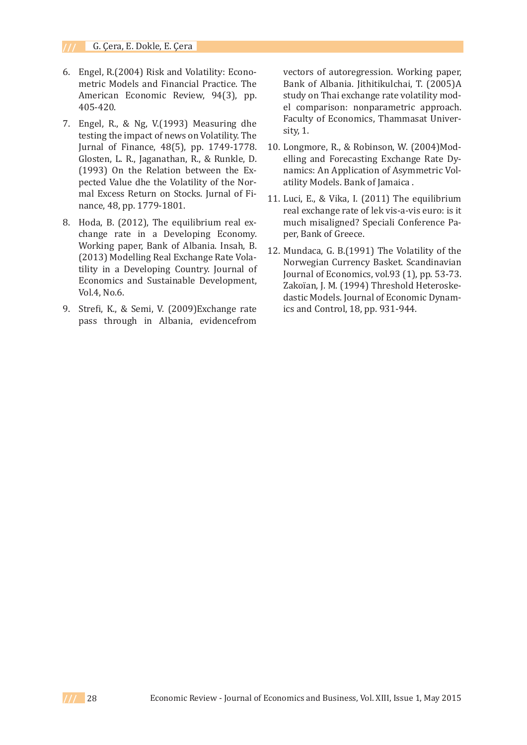6. Engel, R.(2004) Risk and Volatility: Econometric Models and Financial Practice. The American Economic Review, 94(3), pp. 405-420.

7. Engel, R., & Ng, V.(1993) Measuring dhe testing the impact of news on Volatility. The Jurnal of Finance, 48(5), pp. 1749-1778. Glosten, L. R., Jaganathan, R., & Runkle, D. (1993) On the Relation between the Expected Value dhe the Volatility of the Normal Excess Return on Stocks. Jurnal of Finance, 48, pp. 1779-1801.

8. Hoda, B. (2012), The equilibrium real exchange rate in a Developing Economy. Working paper, Bank of Albania. Insah, B. (2013) Modelling Real Exchange Rate Volatility in a Developing Country. Journal of Economics and Sustainable Development, Vol.4, No.6.

9. Strefi, K., & Semi, V. (2009)Exchange rate pass through in Albania, evidencefrom vectors of autoregression. Working paper, Bank of Albania. Jithitikulchai, T. (2005)A study on Thai exchange rate volatility model comparison: nonparametric approach. Faculty of Economics, Thammasat University, 1.

10. Longmore, R., & Robinson, W. (2004)Modelling and Forecasting Exchange Rate Dynamics: An Application of Asymmetric Volatility Models. Bank of Jamaica .

11. Luci, E., & Vika, I. (2011) The equilibrium real exchange rate of lek vis-a-vis euro: is it much misaligned? Speciali Conference Paper, Bank of Greece.

12. Mundaca, G. B.(1991) The Volatility of the Norwegian Currency Basket. Scandinavian Journal of Economics, vol.93 (1), pp. 53-73. Zakoïan, J. M. (1994) Threshold Heteroskedastic Models. Journal of Economic Dynamics and Control, 18, pp. 931-944.